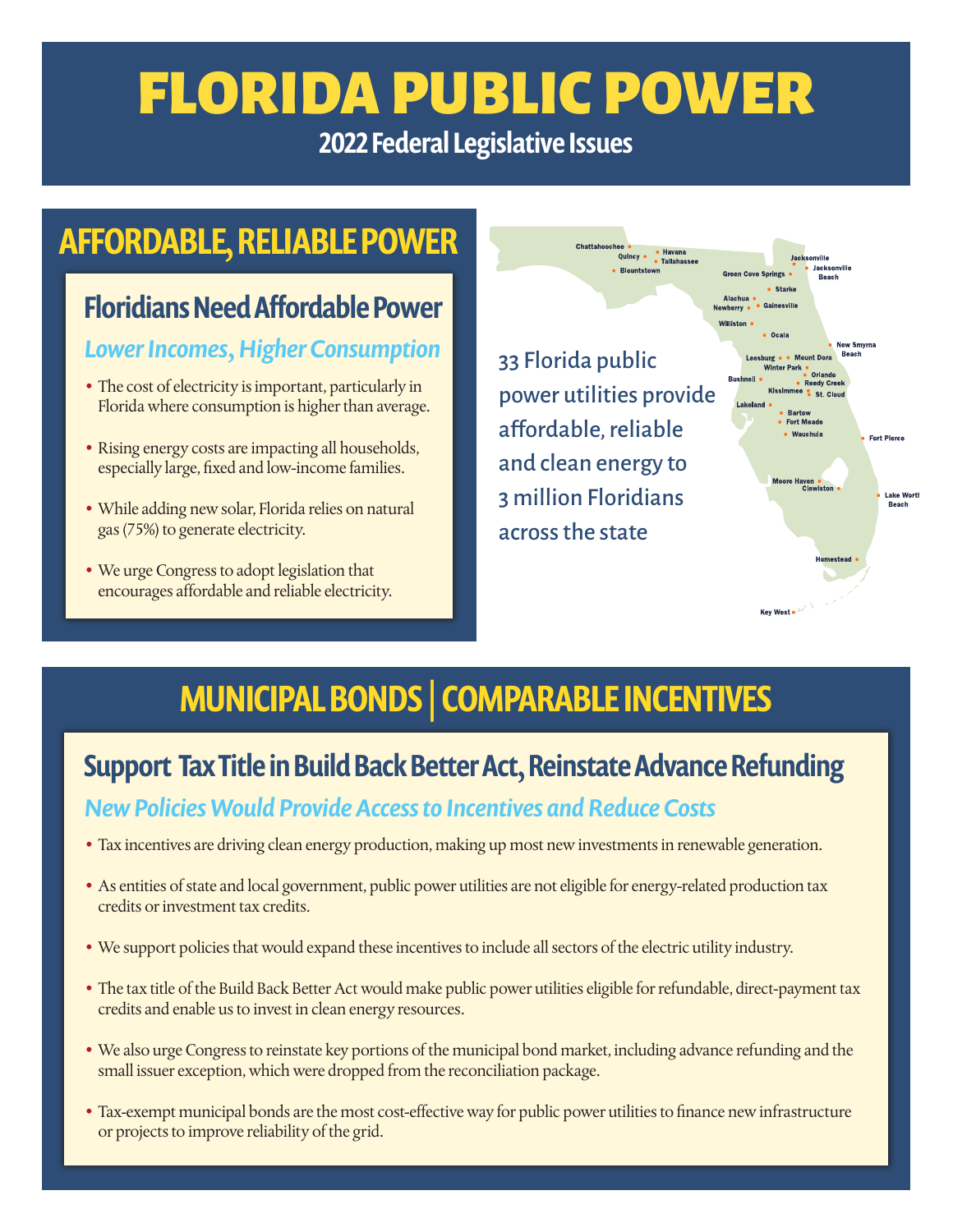# FLORIDA PUBLIC POWER

**2022 Federal Legislative Issues**

## AFFORDABLE, RELIABLE POWER

### Floridians Need Affordable Power

*Lower Incomes, Higher Consumption*

- The cost of electricity is important, particularly in Florida where consumption is higher than average.
- Rising energy costs are impacting all households, especially large, fixed and low-income families.
- While adding new solar, Florida relies on natural gas (75%) to generate electricity.
- We urge Congress to adopt legislation that encourages affordable and reliable electricity.

33 Florida public power utilities provide affordable, reliable and clean energy to 3 million Floridians across the state

Chattahoochee, Quincy, Havana, Tallahassee, Blountstown, Jacksonville, Jacksonville Beach, Green Cove Springs, Starke, Alachua, Newberry, Gainesville, Williston, Ocala, New Smyrna Beach, Leesburg, Mount Dora, Winter Park, Bushnell, Orlando, Reedy Creek, Kissimmee, St. Cloud, Lakeland, Bartow, Fort Meade, Wauchula, Fort Pierce, Moore Haven, Clewiston, Lake Worth Beach, Homestead, Key West

## MUNICIPAL BONDS | COMPARABLE INCENTIVES

### Support Tax Title in Build Back Better Act, Reinstate Advance Refunding

*New Policies Would Provide Access to Incentives and Reduce Costs*

- Tax incentives are driving clean energy production, making up most new investments in renewable generation.
- As entities of state and local government, public power utilities are not eligible for energy-related production tax credits or investment tax credits.
- We support policies that would expand these incentives to include all sectors of the electric utility industry.
- The tax title of the Build Back Better Act would make public power utilities eligible for refundable, direct-payment tax credits and enable us to invest in clean energy resources.
- We also urge Congress to reinstate key portions of the municipal bond market, including advance refunding and the small issuer exception, which were dropped from the reconciliation package.
- Tax-exempt municipal bonds are the most cost-effective way for public power utilities to finance new infrastructure or projects to improve reliability of the grid.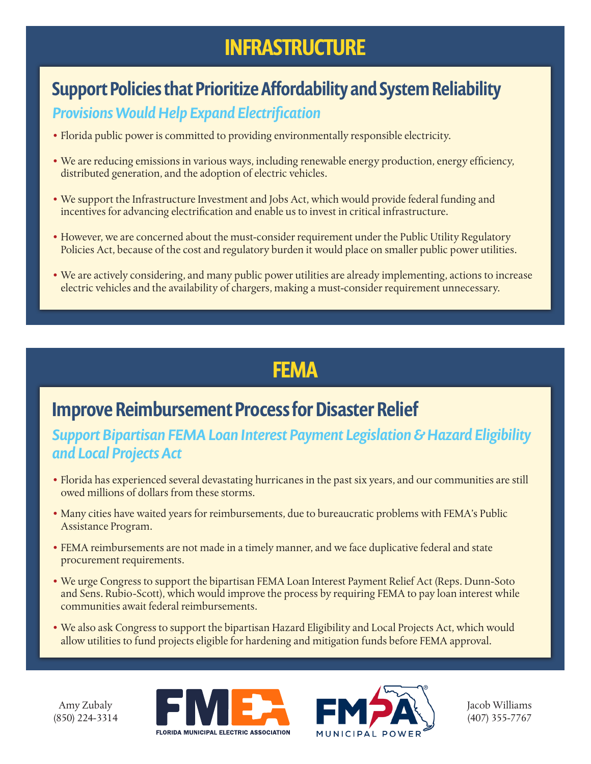# INFRASTRUCTURE

## Support Policies that Prioritize Affordability and System Reliability

### *Provisions Would Help Expand Electrification*

- Florida public power is committed to providing environmentally responsible electricity.
- We are reducing emissions in various ways, including renewable energy production, energy efficiency, distributed generation, and the adoption of electric vehicles.
- We support the Infrastructure Investment and Jobs Act, which would provide federal funding and incentives for advancing electrification and enable us to invest in critical infrastructure.
- However, we are concerned about the must-consider requirement under the Public Utility Regulatory Policies Act, because of the cost and regulatory burden it would place on smaller public power utilities.
- We are actively considering, and many public power utilities are already implementing, actions to increase electric vehicles and the availability of chargers, making a must-consider requirement unnecessary.

# FEMA

## Improve Reimbursement Process for Disaster Relief

### *Support Bipartisan FEMA Loan Interest Payment Legislation & Hazard Eligibility and Local Projects Act*

- Florida has experienced several devastating hurricanes in the past six years, and our communities are still owed millions of dollars from these storms.
- Many cities have waited years for reimbursements, due to bureaucratic problems with FEMA's Public Assistance Program.
- FEMA reimbursements are not made in a timely manner, and we face duplicative federal and state procurement requirements.
- We urge Congress to support the bipartisan FEMA Loan Interest Payment Relief Act (Reps. Dunn-Soto and Sens. Rubio-Scott), which would improve the process by requiring FEMA to pay loan interest while communities await federal reimbursements.
- We also ask Congress to support the bipartisan Hazard Eligibility and Local Projects Act, which would allow utilities to fund projects eligible for hardening and mitigation funds before FEMA approval.

Amy Zubaly
(850) 224-3314

FMEA
FLORIDA MUNICIPAL ELECTRIC ASSOCIATION

FMPA
MUNICIPAL POWER

Jacob Williams
(407) 355-7767